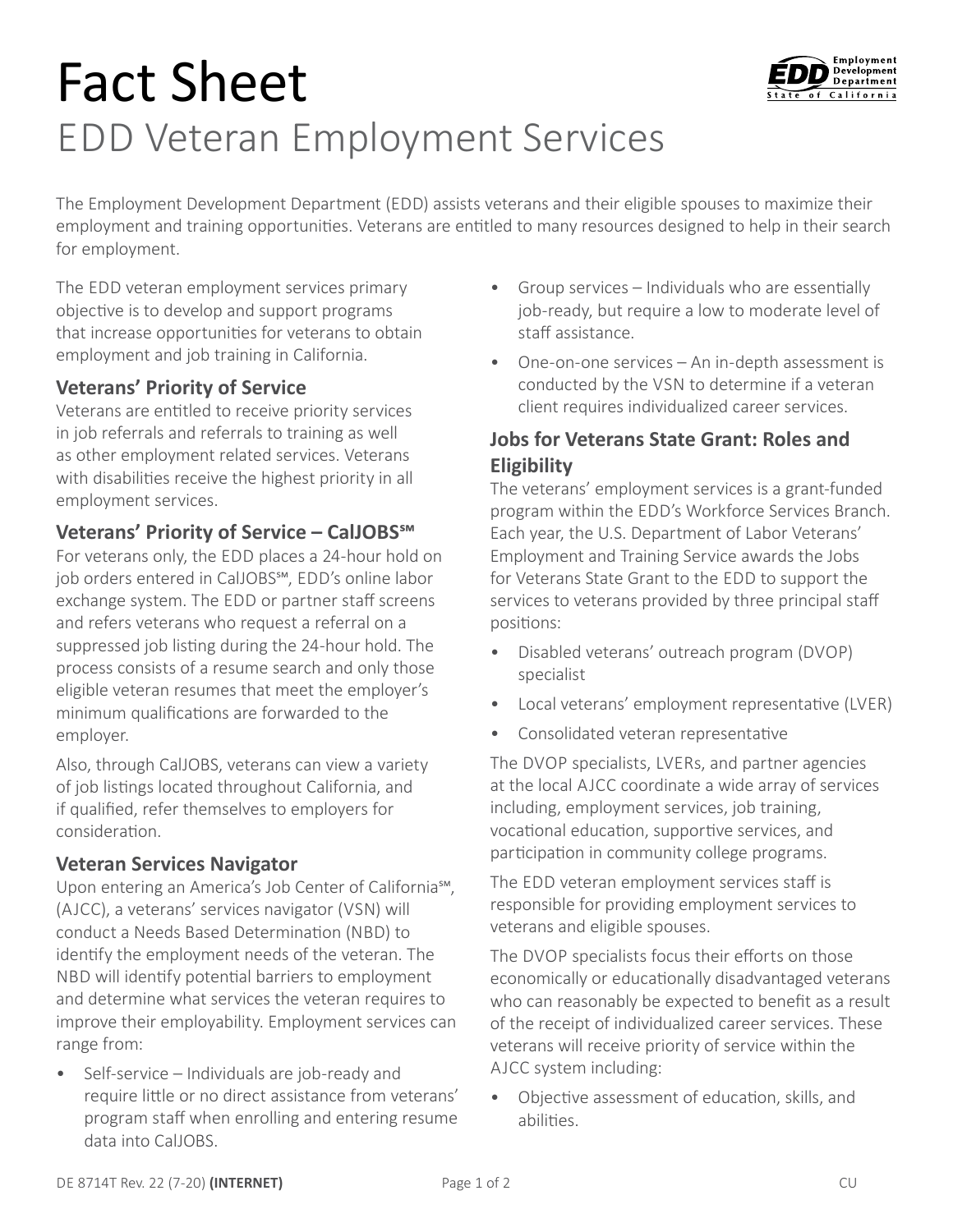# Fact Sheet

## EDD Veteran Employment Services

The Employment Development Department (EDD) assists veterans and their eligible spouses to maximize their employment and training opportunities. Veterans are entitled to many resources designed to help in their search for employment.

The EDD veteran employment services primary objective is to develop and support programs that increase opportunities for veterans to obtain employment and job training in California.

### Veterans' Priority of Service

Veterans are entitled to receive priority services in job referrals and referrals to training as well as other employment related services. Veterans with disabilities receive the highest priority in all employment services.

### Veterans' Priority of Service – CalJOBS℠

For veterans only, the EDD places a 24-hour hold on job orders entered in CalJOBS℠, EDD's online labor exchange system. The EDD or partner staff screens and refers veterans who request a referral on a suppressed job listing during the 24-hour hold. The process consists of a resume search and only those eligible veteran resumes that meet the employer's minimum qualifications are forwarded to the employer.

Also, through CalJOBS, veterans can view a variety of job listings located throughout California, and if qualified, refer themselves to employers for consideration.

### Veteran Services Navigator

Upon entering an America's Job Center of California℠, (AJCC), a veterans' services navigator (VSN) will conduct a Needs Based Determination (NBD) to identify the employment needs of the veteran. The NBD will identify potential barriers to employment and determine what services the veteran requires to improve their employability. Employment services can range from:

- Self-service – Individuals are job-ready and require little or no direct assistance from veterans' program staff when enrolling and entering resume data into CalJOBS.
- Group services – Individuals who are essentially job-ready, but require a low to moderate level of staff assistance.
- One-on-one services – An in-depth assessment is conducted by the VSN to determine if a veteran client requires individualized career services.

### Jobs for Veterans State Grant: Roles and Eligibility

The veterans' employment services is a grant-funded program within the EDD's Workforce Services Branch. Each year, the U.S. Department of Labor Veterans' Employment and Training Service awards the Jobs for Veterans State Grant to the EDD to support the services to veterans provided by three principal staff positions:

- Disabled veterans' outreach program (DVOP) specialist
- Local veterans' employment representative (LVER)
- Consolidated veteran representative

The DVOP specialists, LVERs, and partner agencies at the local AJCC coordinate a wide array of services including, employment services, job training, vocational education, supportive services, and participation in community college programs.

The EDD veteran employment services staff is responsible for providing employment services to veterans and eligible spouses.

The DVOP specialists focus their efforts on those economically or educationally disadvantaged veterans who can reasonably be expected to benefit as a result of the receipt of individualized career services. These veterans will receive priority of service within the AJCC system including:

- Objective assessment of education, skills, and abilities.

DE 8714T Rev. 22 (7-20) **(INTERNET)** CU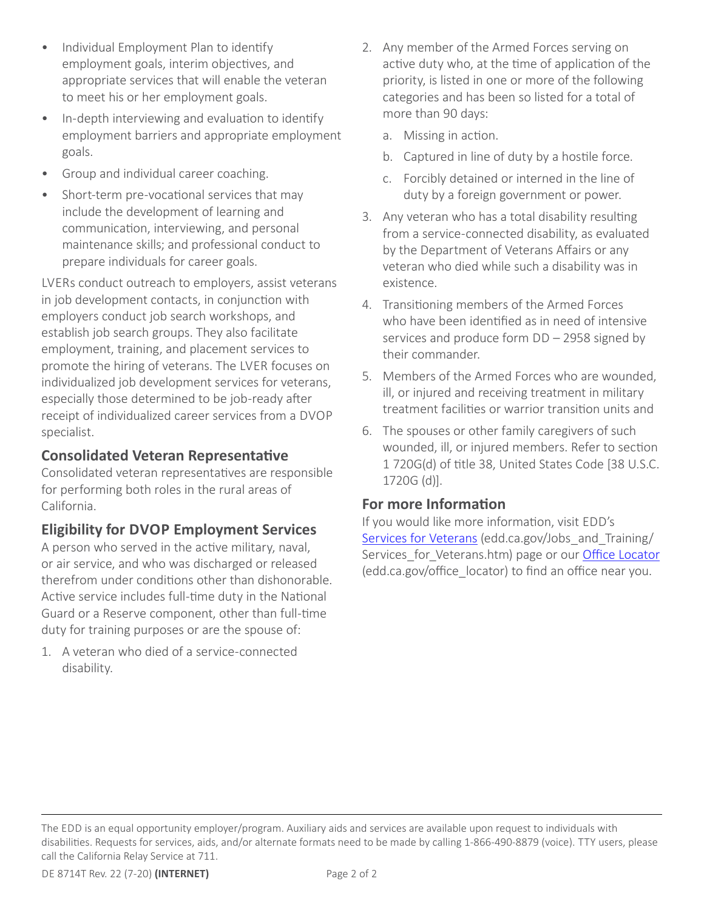- Individual Employment Plan to identify employment goals, interim objectives, and appropriate services that will enable the veteran to meet his or her employment goals.
- In-depth interviewing and evaluation to identify employment barriers and appropriate employment goals.
- Group and individual career coaching.
- Short-term pre-vocational services that may include the development of learning and communication, interviewing, and personal maintenance skills; and professional conduct to prepare individuals for career goals.

LVERs conduct outreach to employers, assist veterans in job development contacts, in conjunction with employers conduct job search workshops, and establish job search groups. They also facilitate employment, training, and placement services to promote the hiring of veterans. The LVER focuses on individualized job development services for veterans, especially those determined to be job-ready after receipt of individualized career services from a DVOP specialist.

## Consolidated Veteran Representative

Consolidated veteran representatives are responsible for performing both roles in the rural areas of California.

## Eligibility for DVOP Employment Services

A person who served in the active military, naval, or air service, and who was discharged or released therefrom under conditions other than dishonorable. Active service includes full-time duty in the National Guard or a Reserve component, other than full-time duty for training purposes or are the spouse of:

1. A veteran who died of a service-connected disability.
2. Any member of the Armed Forces serving on active duty who, at the time of application of the priority, is listed in one or more of the following categories and has been so listed for a total of more than 90 days:
   a. Missing in action.
   b. Captured in line of duty by a hostile force.
   c. Forcibly detained or interned in the line of duty by a foreign government or power.
3. Any veteran who has a total disability resulting from a service-connected disability, as evaluated by the Department of Veterans Affairs or any veteran who died while such a disability was in existence.
4. Transitioning members of the Armed Forces who have been identified as in need of intensive services and produce form DD – 2958 signed by their commander.
5. Members of the Armed Forces who are wounded, ill, or injured and receiving treatment in military treatment facilities or warrior transition units and
6. The spouses or other family caregivers of such wounded, ill, or injured members. Refer to section 1 720G(d) of title 38, United States Code [38 U.S.C. 1720G (d)].

## For more Information

If you would like more information, visit EDD's Services for Veterans (edd.ca.gov/Jobs_and_Training/Services_for_Veterans.htm) page or our Office Locator (edd.ca.gov/office_locator) to find an office near you.

The EDD is an equal opportunity employer/program. Auxiliary aids and services are available upon request to individuals with disabilities. Requests for services, aids, and/or alternate formats need to be made by calling 1-866-490-8879 (voice). TTY users, please call the California Relay Service at 711.

DE 8714T Rev. 22 (7-20) **(INTERNET)**